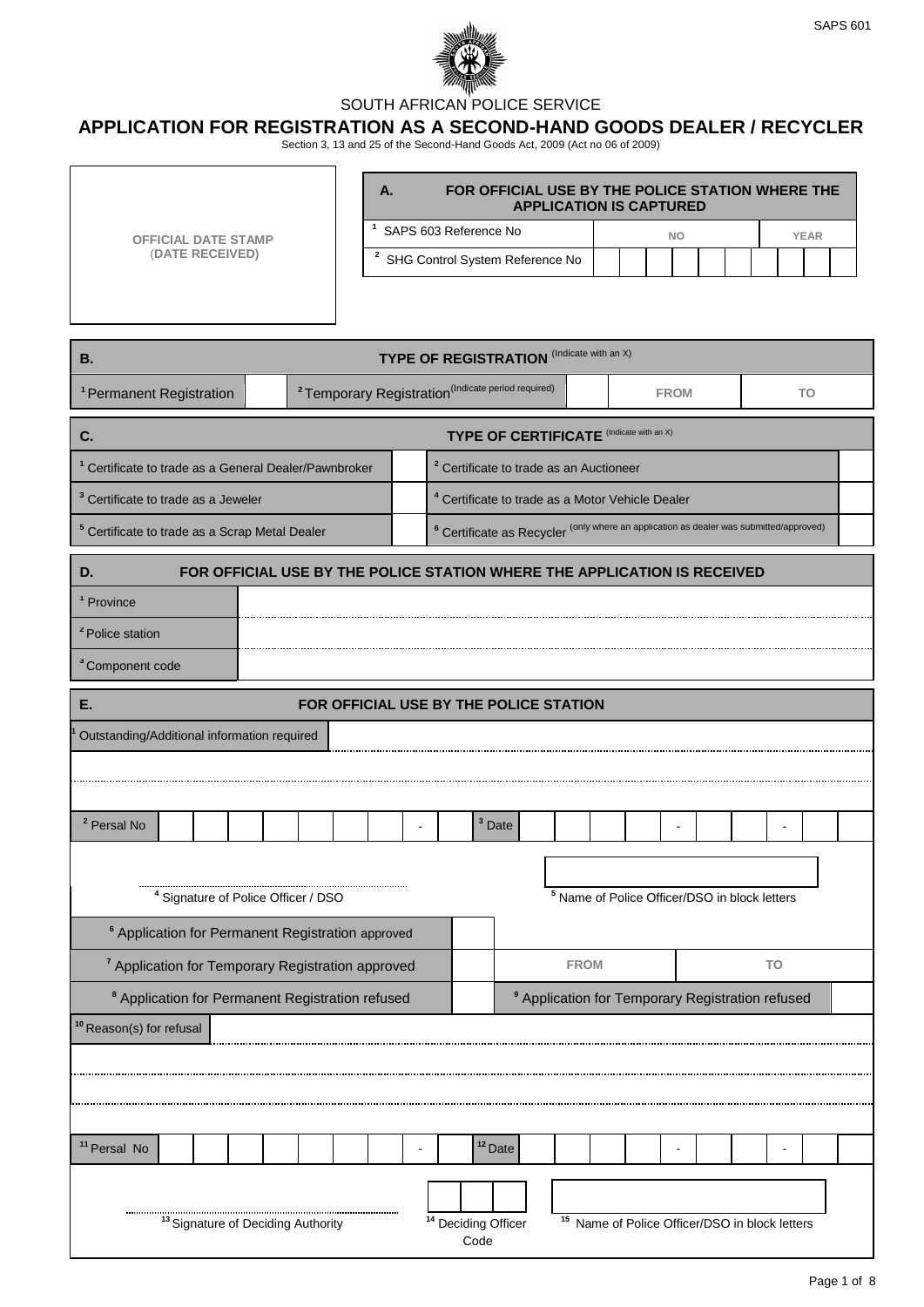SAPS 601

SOUTH AFRICAN POLICE SERVICE

# APPLICATION FOR REGISTRATION AS A SECOND-HAND GOODS DEALER / RECYCLER

Section 3, 13 and 25 of the Second-Hand Goods Act, 2009 (Act no 06 of 2009)

**OFFICIAL DATE STAMP (DATE RECEIVED)**

| **A. FOR OFFICIAL USE BY THE POLICE STATION WHERE THE APPLICATION IS CAPTURED** | | |
|---|---|---|
| 1 SAPS 603 Reference No | NO | YEAR |
| 2 SHG Control System Reference No | | |

| **B. TYPE OF REGISTRATION** (Indicate with an X) | | | | | |
|---|---|---|---|---|---|
| 1 Permanent Registration | | 2 Temporary Registration (Indicate period required) | | FROM | TO |

| **C. TYPE OF CERTIFICATE** (Indicate with an X) | | | |
|---|---|---|---|
| 1 Certificate to trade as a General Dealer/Pawnbroker | | 2 Certificate to trade as an Auctioneer | |
| 3 Certificate to trade as a Jeweler | | 4 Certificate to trade as a Motor Vehicle Dealer | |
| 5 Certificate to trade as a Scrap Metal Dealer | | 6 Certificate as Recycler (only where an application as dealer was submitted/approved) | |

| **D. FOR OFFICIAL USE BY THE POLICE STATION WHERE THE APPLICATION IS RECEIVED** | |
|---|---|
| 1 Province | |
| 2 Police station | |
| 3 Component code | |

| **E. FOR OFFICIAL USE BY THE POLICE STATION** | | | |
|---|---|---|---|
| 1 Outstanding/Additional information required | | | |
| 2 Persal No | - | 3 Date | - - |
| 4 Signature of Police Officer / DSO | | 5 Name of Police Officer/DSO in block letters | |
| 6 Application for Permanent Registration approved | | | |
| 7 Application for Temporary Registration approved | | FROM | TO |
| 8 Application for Permanent Registration refused | | 9 Application for Temporary Registration refused | |
| 10 Reason(s) for refusal | | | |
| 11 Persal No | - | 12 Date | - - |
| 13 Signature of Deciding Authority | 14 Deciding Officer Code | 15 Name of Police Officer/DSO in block letters | |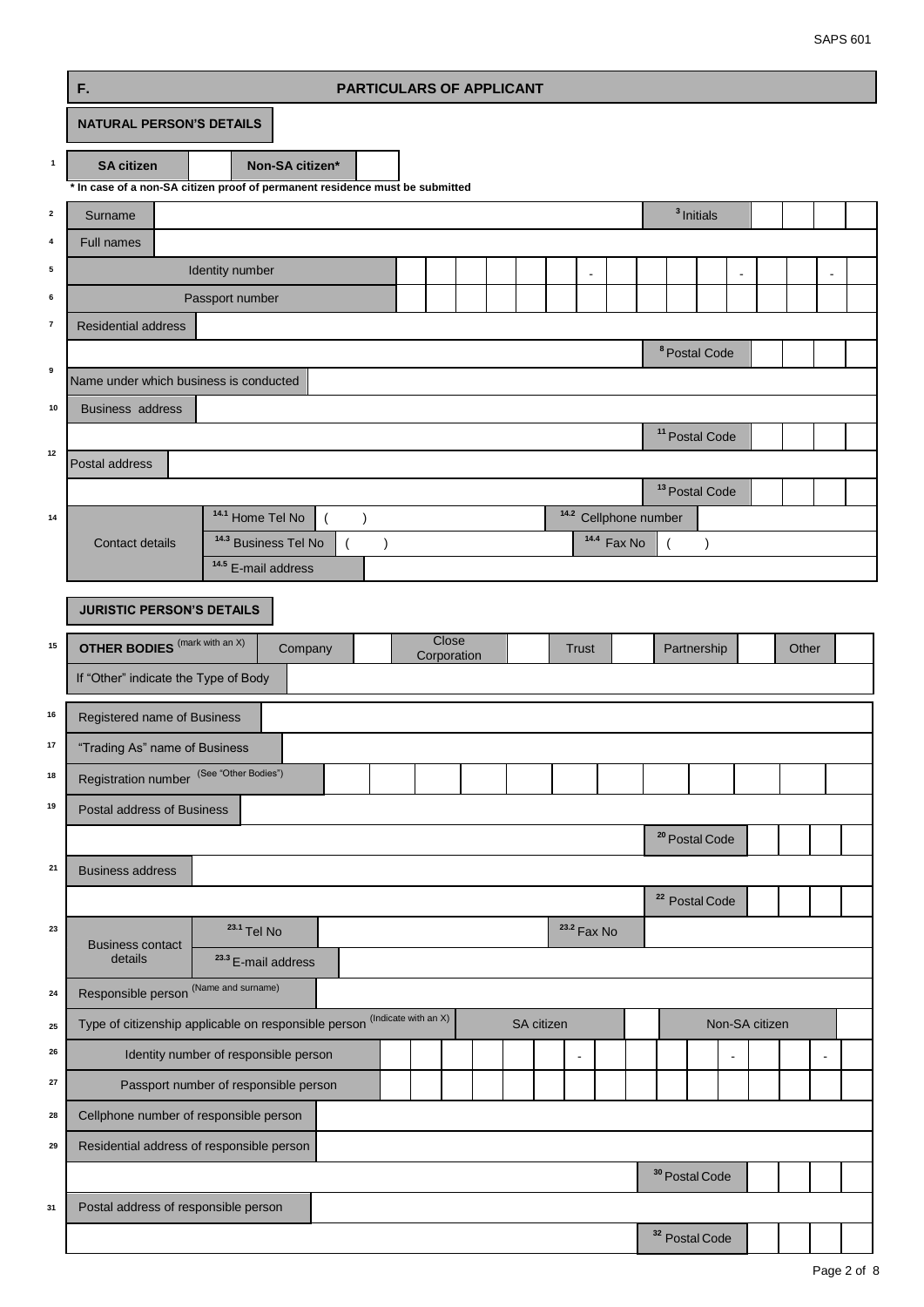SAPS 601

## F. PARTICULARS OF APPLICANT

### NATURAL PERSON'S DETAILS

| | | | | |
|---|---|---|---|---|
| 1 | **SA citizen** | | **Non-SA citizen*** | |

*** In case of a non-SA citizen proof of permanent residence must be submitted**

| No. | Field | Value |
|---|---|---|
| 2 | Surname | |
| 3 | Initials | |
| 4 | Full names | |
| 5 | Identity number | - - - |
| 6 | Passport number | |
| 7 | Residential address | |
| 8 | Postal Code | |
| 9 | Name under which business is conducted | |
| 10 | Business address | |
| 11 | Postal Code | |
| 12 | Postal address | |
| 13 | Postal Code | |
| 14 | Contact details | |
| 14.1 | Home Tel No | ( ) |
| 14.2 | Cellphone number | |
| 14.3 | Business Tel No | ( ) |
| 14.4 | Fax No | ( ) |
| 14.5 | E-mail address | |

### JURISTIC PERSON'S DETAILS

| | | | | | | | | | | | |
|---|---|---|---|---|---|---|---|---|---|---|---|
| 15 | **OTHER BODIES** (mark with an X) | Company | | Close Corporation | | Trust | | Partnership | | Other | |

If "Other" indicate the Type of Body:

| No. | Field | Value |
|---|---|---|
| 16 | Registered name of Business | |
| 17 | "Trading As" name of Business | |
| 18 | Registration number (See "Other Bodies") | |
| 19 | Postal address of Business | |
| 20 | Postal Code | |
| 21 | Business address | |
| 22 | Postal Code | |
| 23 | Business contact details | |
| 23.1 | Tel No | |
| 23.2 | Fax No | |
| 23.3 | E-mail address | |
| 24 | Responsible person (Name and surname) | |

| | | | | | |
|---|---|---|---|---|---|
| 25 | Type of citizenship applicable on responsible person (Indicate with an X) | SA citizen | | Non-SA citizen | |

| No. | Field | Value |
|---|---|---|
| 26 | Identity number of responsible person | - - - |
| 27 | Passport number of responsible person | |
| 28 | Cellphone number of responsible person | |
| 29 | Residential address of responsible person | |
| 30 | Postal Code | |
| 31 | Postal address of responsible person | |
| 32 | Postal Code | |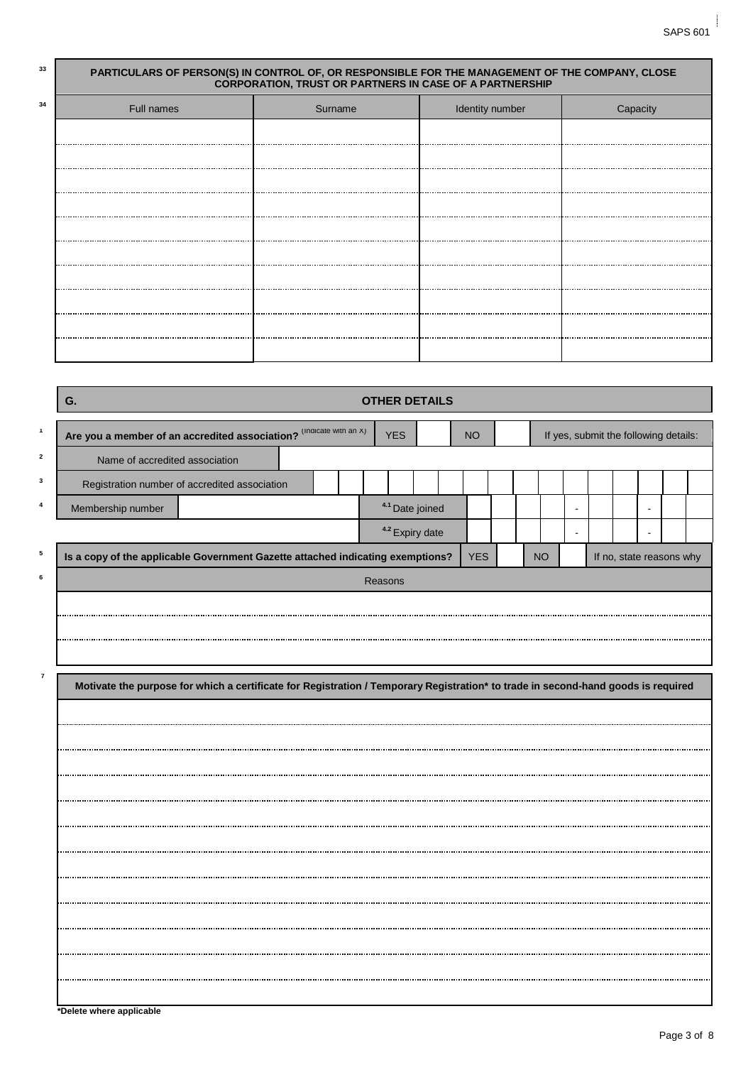**33** PARTICULARS OF PERSON(S) IN CONTROL OF, OR RESPONSIBLE FOR THE MANAGEMENT OF THE COMPANY, CLOSE CORPORATION, TRUST OR PARTNERS IN CASE OF A PARTNERSHIP

**34**

| Full names | Surname | Identity number | Capacity |
|---|---|---|---|
| | | | |
| | | | |
| | | | |
| | | | |
| | | | |
| | | | |
| | | | |
| | | | |
| | | | |
| | | | |

## G. OTHER DETAILS

**1** **Are you a member of an accredited association?** (Indicate with an X) YES [ ] NO [ ] If yes, submit the following details:

**2** Name of accredited association: 

**3** Registration number of accredited association: 

**4** Membership number: 

4.1 Date joined: ____ - __ - __

4.2 Expiry date: ____ - __ - __

**5** **Is a copy of the applicable Government Gazette attached indicating exemptions?** YES [ ] NO [ ] If no, state reasons why

**6** Reasons

**7** **Motivate the purpose for which a certificate for Registration / Temporary Registration\* to trade in second-hand goods is required**

*Delete where applicable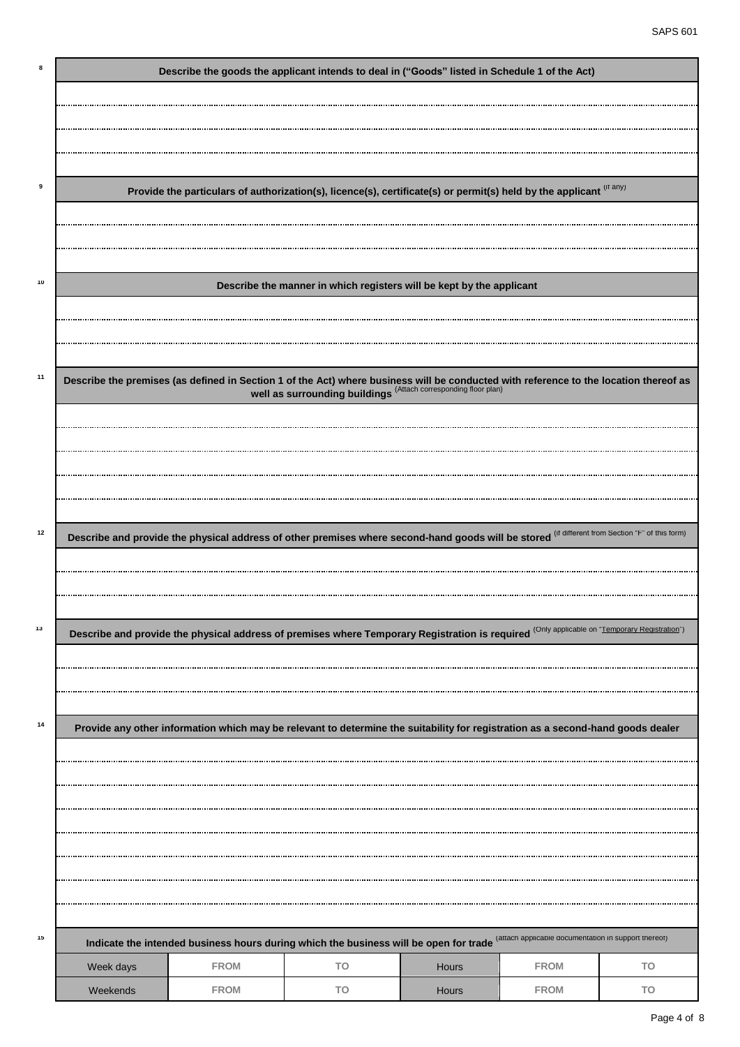**8** **Describe the goods the applicant intends to deal in ("Goods" listed in Schedule 1 of the Act)**

...................................................................................................................................................

...................................................................................................................................................

...................................................................................................................................................

**9** **Provide the particulars of authorization(s), licence(s), certificate(s) or permit(s) held by the applicant** (if any)

...................................................................................................................................................

...................................................................................................................................................

**10** **Describe the manner in which registers will be kept by the applicant**

...................................................................................................................................................

...................................................................................................................................................

**11** **Describe the premises (as defined in Section 1 of the Act) where business will be conducted with reference to the location thereof as well as surrounding buildings** (Attach corresponding floor plan)

...................................................................................................................................................

...................................................................................................................................................

...................................................................................................................................................

...................................................................................................................................................

**12** **Describe and provide the physical address of other premises where second-hand goods will be stored** (if different from Section "F" of this form)

...................................................................................................................................................

...................................................................................................................................................

**13** **Describe and provide the physical address of premises where Temporary Registration is required** (Only applicable on "Temporary Registration")

...................................................................................................................................................

...................................................................................................................................................

**14** **Provide any other information which may be relevant to determine the suitability for registration as a second-hand goods dealer**

...................................................................................................................................................

...................................................................................................................................................

...................................................................................................................................................

...................................................................................................................................................

...................................................................................................................................................

...................................................................................................................................................

...................................................................................................................................................

**15** **Indicate the intended business hours during which the business will be open for trade** (attach applicable documentation in support thereof)

| | | | | | |
|---|---|---|---|---|---|
| Week days | FROM | TO | Hours | FROM | TO |
| Weekends | FROM | TO | Hours | FROM | TO |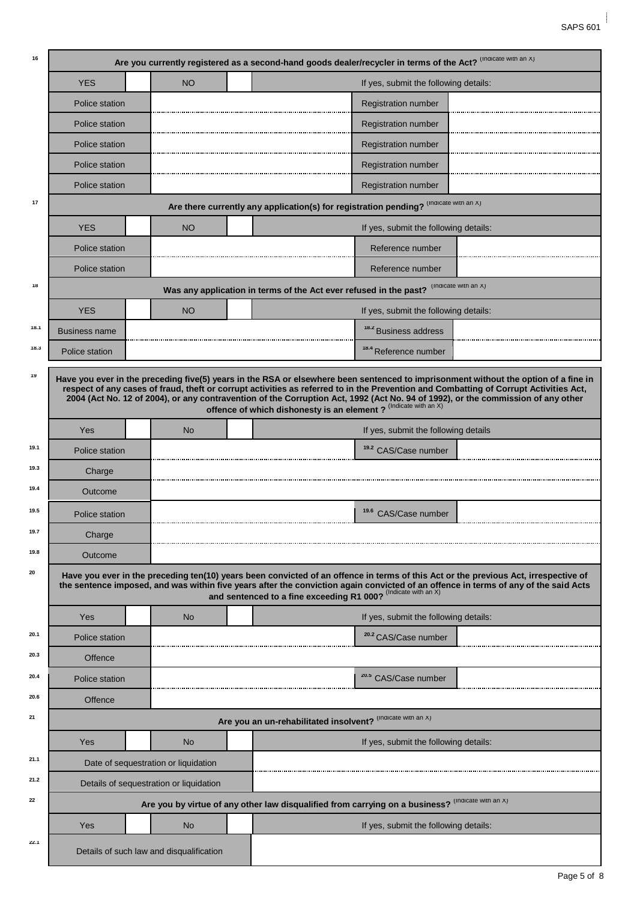**16** **Are you currently registered as a second-hand goods dealer/recycler in terms of the Act?** (Indicate with an X)

| YES | | NO | | If yes, submit the following details: | |
|---|---|---|---|---|---|
| Police station | | | | Registration number | |
| Police station | | | | Registration number | |
| Police station | | | | Registration number | |
| Police station | | | | Registration number | |
| Police station | | | | Registration number | |

**17** **Are there currently any application(s) for registration pending?** (Indicate with an X)

| YES | | NO | | If yes, submit the following details: | |
|---|---|---|---|---|---|
| Police station | | | | Reference number | |
| Police station | | | | Reference number | |

**18** **Was any application in terms of the Act ever refused in the past?** (Indicate with an X)

| | YES | | NO | | If yes, submit the following details: | |
|---|---|---|---|---|---|---|
| 18.1 | Business name | | | | 18.2 Business address | |
| 18.3 | Police station | | | | 18.4 Reference number | |

**19** **Have you ever in the preceding five(5) years in the RSA or elsewhere been sentenced to imprisonment without the option of a fine in respect of any cases of fraud, theft or corrupt activities as referred to in the Prevention and Combatting of Corrupt Activities Act, 2004 (Act No. 12 of 2004), or any contravention of the Corruption Act, 1992 (Act No. 94 of 1992), or the commission of any other offence of which dishonesty is an element ?** (Indicate with an X)

| | Yes | | No | | If yes, submit the following details | |
|---|---|---|---|---|---|---|
| 19.1 | Police station | | | | 19.2 CAS/Case number | |
| 19.3 | Charge | | | | | |
| 19.4 | Outcome | | | | | |
| 19.5 | Police station | | | | 19.6 CAS/Case number | |
| 19.7 | Charge | | | | | |
| 19.8 | Outcome | | | | | |

**20** **Have you ever in the preceding ten(10) years been convicted of an offence in terms of this Act or the previous Act, irrespective of the sentence imposed, and was within five years after the conviction again convicted of an offence in terms of any of the said Acts and sentenced to a fine exceeding R1 000?** (Indicate with an X)

| | Yes | | No | | If yes, submit the following details: | |
|---|---|---|---|---|---|---|
| 20.1 | Police station | | | | 20.2 CAS/Case number | |
| 20.3 | Offence | | | | | |
| 20.4 | Police station | | | | 20.5 CAS/Case number | |
| 20.6 | Offence | | | | | |

**21** **Are you an un-rehabilitated insolvent?** (Indicate with an X)

| | Yes | | No | | If yes, submit the following details: |
|---|---|---|---|---|---|
| 21.1 | Date of sequestration or liquidation | | | | |
| 21.2 | Details of sequestration or liquidation | | | | |

**22** **Are you by virtue of any other law disqualified from carrying on a business?** (Indicate with an X)

| | Yes | | No | | If yes, submit the following details: |
|---|---|---|---|---|---|
| 22.1 | Details of such law and disqualification | | | | |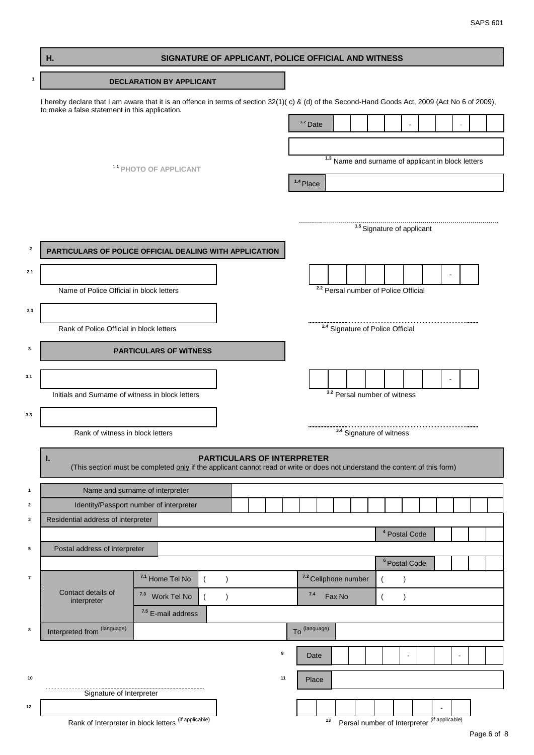## H. SIGNATURE OF APPLICANT, POLICE OFFICIAL AND WITNESS

### 1 DECLARATION BY APPLICANT

I hereby declare that I am aware that it is an offence in terms of section 32(1)( c) & (d) of the Second-Hand Goods Act, 2009 (Act No 6 of 2009), to make a false statement in this application.

1.1 PHOTO OF APPLICANT

1.2 Date: _ _ _ _ - _ _ - _ _

1.3 Name and surname of applicant in block letters: ______________________

1.4 Place: ______________________

......................................................................

1.5 Signature of applicant

### 2 PARTICULARS OF POLICE OFFICIAL DEALING WITH APPLICATION

2.1 Name of Police Official in block letters: ______________________

2.2 Persal number of Police Official: _ _ _ _ _ _ _ _ - _

2.3 Rank of Police Official in block letters: ______________________

......................................................................

2.4 Signature of Police Official

### 3 PARTICULARS OF WITNESS

3.1 Initials and Surname of witness in block letters: ______________________

3.2 Persal number of witness: _ _ _ _ _ _ _ _ - _

3.3 Rank of witness in block letters: ______________________

......................................................................

3.4 Signature of witness

## I. PARTICULARS OF INTERPRETER

(This section must be completed only if the applicant cannot read or write or does not understand the content of this form)

| No. | Field | | | |
|---|---|---|---|---|
| 1 | Name and surname of interpreter | | | |
| 2 | Identity/Passport number of interpreter | | | |
| 3 | Residential address of interpreter | | | |
| 4 | | | Postal Code | |
| 5 | Postal address of interpreter | | | |
| 6 | | | Postal Code | |
| 7 | Contact details of interpreter | 7.1 Home Tel No ( ) | 7.2 Cellphone number | ( ) |
| | | 7.3 Work Tel No ( ) | 7.4 Fax No | ( ) |
| | | 7.5 E-mail address | | |
| 8 | Interpreted from (language) | | To (language) | |

9 Date: _ _ _ _ - _ _ - _ _

11 Place: ______________________

10 ......................................................................

Signature of Interpreter

12 Rank of Interpreter in block letters (if applicable): ______________________

13 Persal number of Interpreter (if applicable): _ _ _ _ _ _ _ _ - _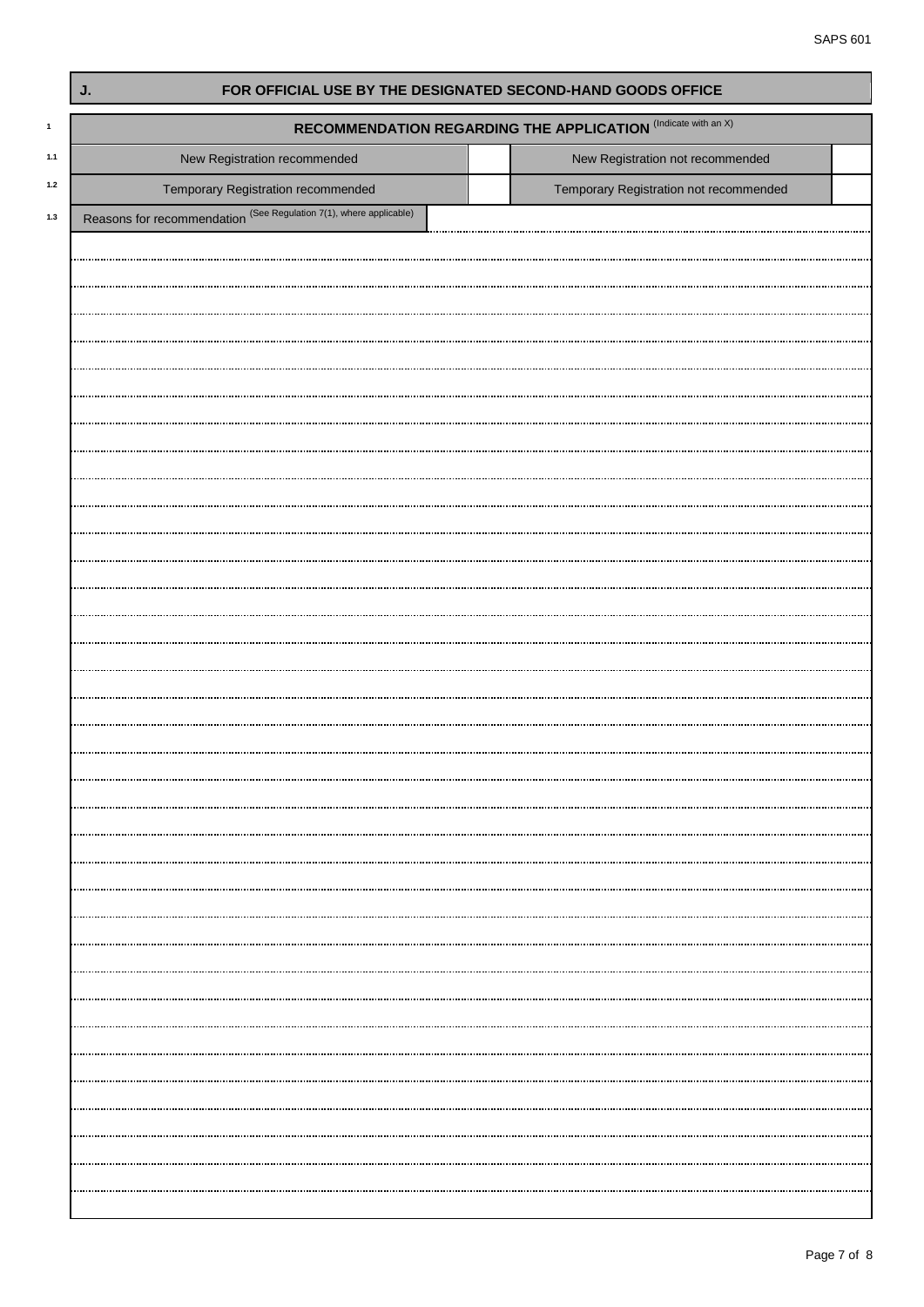## J. FOR OFFICIAL USE BY THE DESIGNATED SECOND-HAND GOODS OFFICE

**1 RECOMMENDATION REGARDING THE APPLICATION** (Indicate with an X)

| | | | | | |
|---|---|---|---|---|---|
| 1.1 | New Registration recommended | | New Registration not recommended | | |
| 1.2 | Temporary Registration recommended | | Temporary Registration not recommended | | |

1.3 Reasons for recommendation (See Regulation 7(1), where applicable) ..............................................................................................................................

..............................................................................................................................

..............................................................................................................................

..............................................................................................................................

..............................................................................................................................

..............................................................................................................................

..............................................................................................................................

..............................................................................................................................

..............................................................................................................................

..............................................................................................................................

..............................................................................................................................

..............................................................................................................................

..............................................................................................................................

..............................................................................................................................

..............................................................................................................................

..............................................................................................................................

..............................................................................................................................

..............................................................................................................................

..............................................................................................................................

..............................................................................................................................

..............................................................................................................................

..............................................................................................................................

..............................................................................................................................

..............................................................................................................................

..............................................................................................................................

..............................................................................................................................

..............................................................................................................................

..............................................................................................................................

..............................................................................................................................

..............................................................................................................................

..............................................................................................................................

..............................................................................................................................

..............................................................................................................................

..............................................................................................................................

..............................................................................................................................

..............................................................................................................................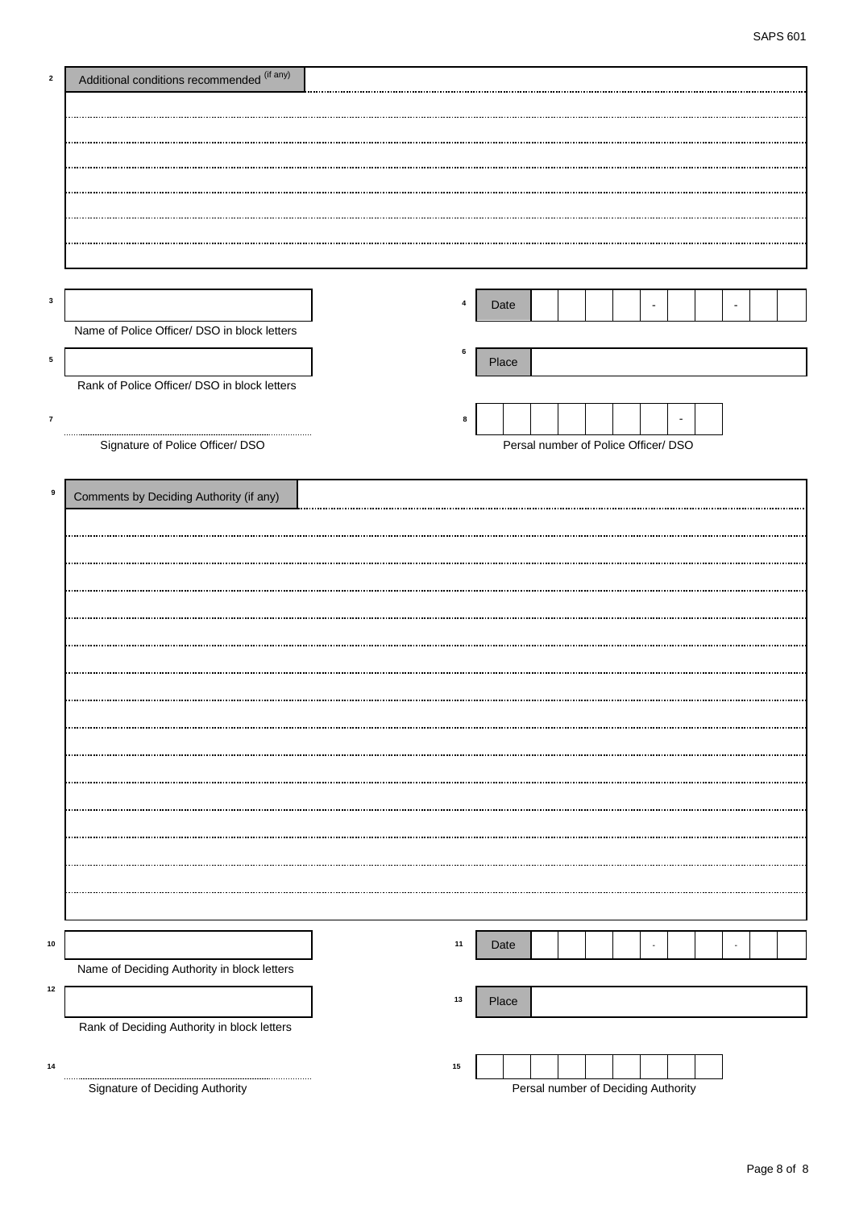2 Additional conditions recommended (if any)

..............................................................................................................................................

..............................................................................................................................................

..............................................................................................................................................

..............................................................................................................................................

..............................................................................................................................................

..............................................................................................................................................

..............................................................................................................................................

3 Name of Police Officer/ DSO in block letters

4 Date | | | | | - | | | - | | |

5 Rank of Police Officer/ DSO in block letters

6 Place

7 Signature of Police Officer/ DSO

8 | | | | | | | | - | | Persal number of Police Officer/ DSO

9 Comments by Deciding Authority (if any)

..............................................................................................................................................

..............................................................................................................................................

..............................................................................................................................................

..............................................................................................................................................

..............................................................................................................................................

..............................................................................................................................................

..............................................................................................................................................

..............................................................................................................................................

..............................................................................................................................................

..............................................................................................................................................

..............................................................................................................................................

..............................................................................................................................................

..............................................................................................................................................

..............................................................................................................................................

..............................................................................................................................................

10 Name of Deciding Authority in block letters

11 Date | | | | | - | | | - | | |

12 Rank of Deciding Authority in block letters

13 Place

14 Signature of Deciding Authority

15 | | | | | | | | | | Persal number of Deciding Authority